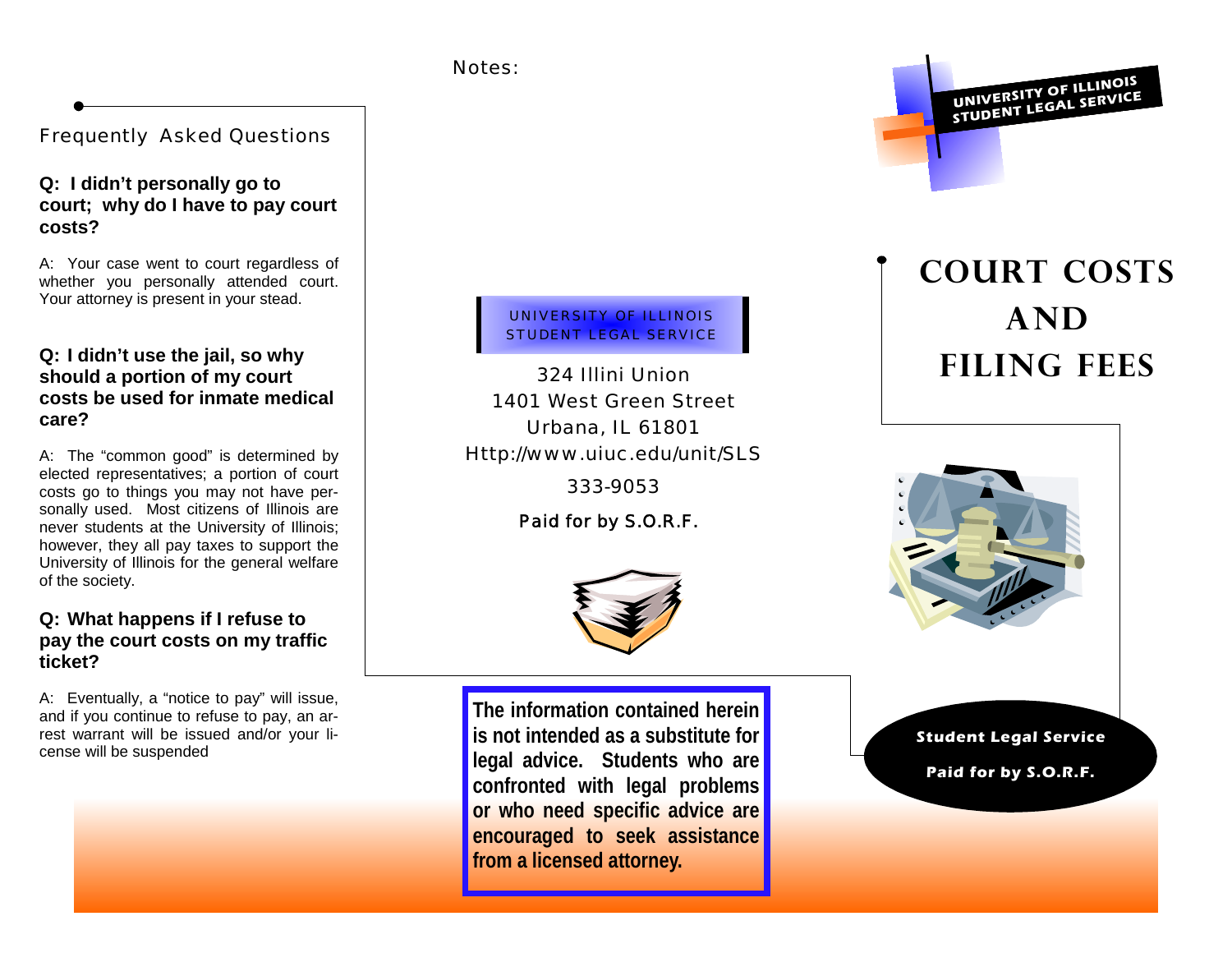## Frequently Asked Questions

**Q: I didn't personally go to court; why do I have to pay court costs?**

A: Your case went to court regardless of whether you personally attended court. Your attorney is present in your stead.

**Q: I didn't use the jail, so why should a portion of my court costs be used for inmate medical care?**

A: The "common good" is determined by elected representatives; a portion of court costs go to things you may not have personally used. Most citizens of Illinois are never students at the University of Illinois; however, they all pay taxes to support the University of Illinois for the general welfare of the society.

**Q: What happens if I refuse to pay the court costs on my traffic ticket?**

A: Eventually, a "notice to pay" will issue, and if you continue to refuse to pay, an arrest warrant will be issued and/or your license will be suspended

Notes:

UNIVERSITY OF ILLINOIS
STUDENT LEGAL SERVICE

324 Illini Union
1401 West Green Street
Urbana, IL 61801
Http://www.uiuc.edu/unit/SLS

333-9053

Paid for by S.O.R.F.

**The information contained herein is not intended as a substitute for legal advice. Students who are confronted with legal problems or who need specific advice are encouraged to seek assistance from a licensed attorney.**

UNIVERSITY OF ILLINOIS
STUDENT LEGAL SERVICE

# COURT COSTS AND FILING FEES

**Student Legal Service**

**Paid for by S.O.R.F.**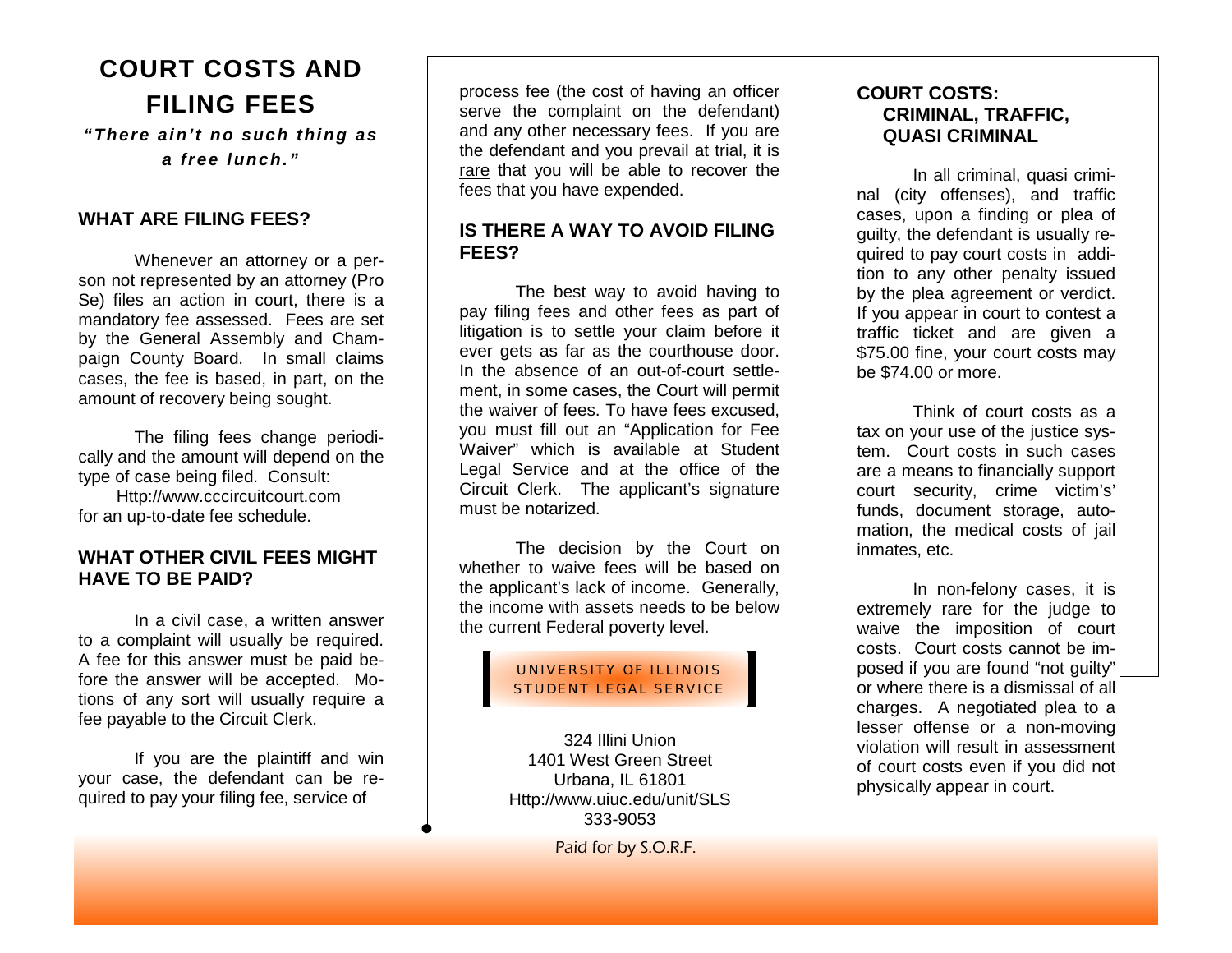# COURT COSTS AND FILING FEES

***"There ain't no such thing as a free lunch."***

## WHAT ARE FILING FEES?

Whenever an attorney or a person not represented by an attorney (Pro Se) files an action in court, there is a mandatory fee assessed. Fees are set by the General Assembly and Champaign County Board. In small claims cases, the fee is based, in part, on the amount of recovery being sought.

The filing fees change periodically and the amount will depend on the type of case being filed. Consult:
Http://www.cccircuitcourt.com
for an up-to-date fee schedule.

## WHAT OTHER CIVIL FEES MIGHT HAVE TO BE PAID?

In a civil case, a written answer to a complaint will usually be required. A fee for this answer must be paid before the answer will be accepted. Motions of any sort will usually require a fee payable to the Circuit Clerk.

If you are the plaintiff and win your case, the defendant can be required to pay your filing fee, service of process fee (the cost of having an officer serve the complaint on the defendant) and any other necessary fees. If you are the defendant and you prevail at trial, it is rare that you will be able to recover the fees that you have expended.

## IS THERE A WAY TO AVOID FILING FEES?

The best way to avoid having to pay filing fees and other fees as part of litigation is to settle your claim before it ever gets as far as the courthouse door. In the absence of an out-of-court settlement, in some cases, the Court will permit the waiver of fees. To have fees excused, you must fill out an "Application for Fee Waiver" which is available at Student Legal Service and at the office of the Circuit Clerk. The applicant's signature must be notarized.

The decision by the Court on whether to waive fees will be based on the applicant's lack of income. Generally, the income with assets needs to be below the current Federal poverty level.

UNIVERSITY OF ILLINOIS
STUDENT LEGAL SERVICE

324 Illini Union
1401 West Green Street
Urbana, IL 61801
Http://www.uiuc.edu/unit/SLS
333-9053

Paid for by S.O.R.F.

## COURT COSTS: CRIMINAL, TRAFFIC, QUASI CRIMINAL

In all criminal, quasi criminal (city offenses), and traffic cases, upon a finding or plea of guilty, the defendant is usually required to pay court costs in addition to any other penalty issued by the plea agreement or verdict. If you appear in court to contest a traffic ticket and are given a $75.00 fine, your court costs may be $74.00 or more.

Think of court costs as a tax on your use of the justice system. Court costs in such cases are a means to financially support court security, crime victim's' funds, document storage, automation, the medical costs of jail inmates, etc.

In non-felony cases, it is extremely rare for the judge to waive the imposition of court costs. Court costs cannot be imposed if you are found "not guilty" or where there is a dismissal of all charges. A negotiated plea to a lesser offense or a non-moving violation will result in assessment of court costs even if you did not physically appear in court.